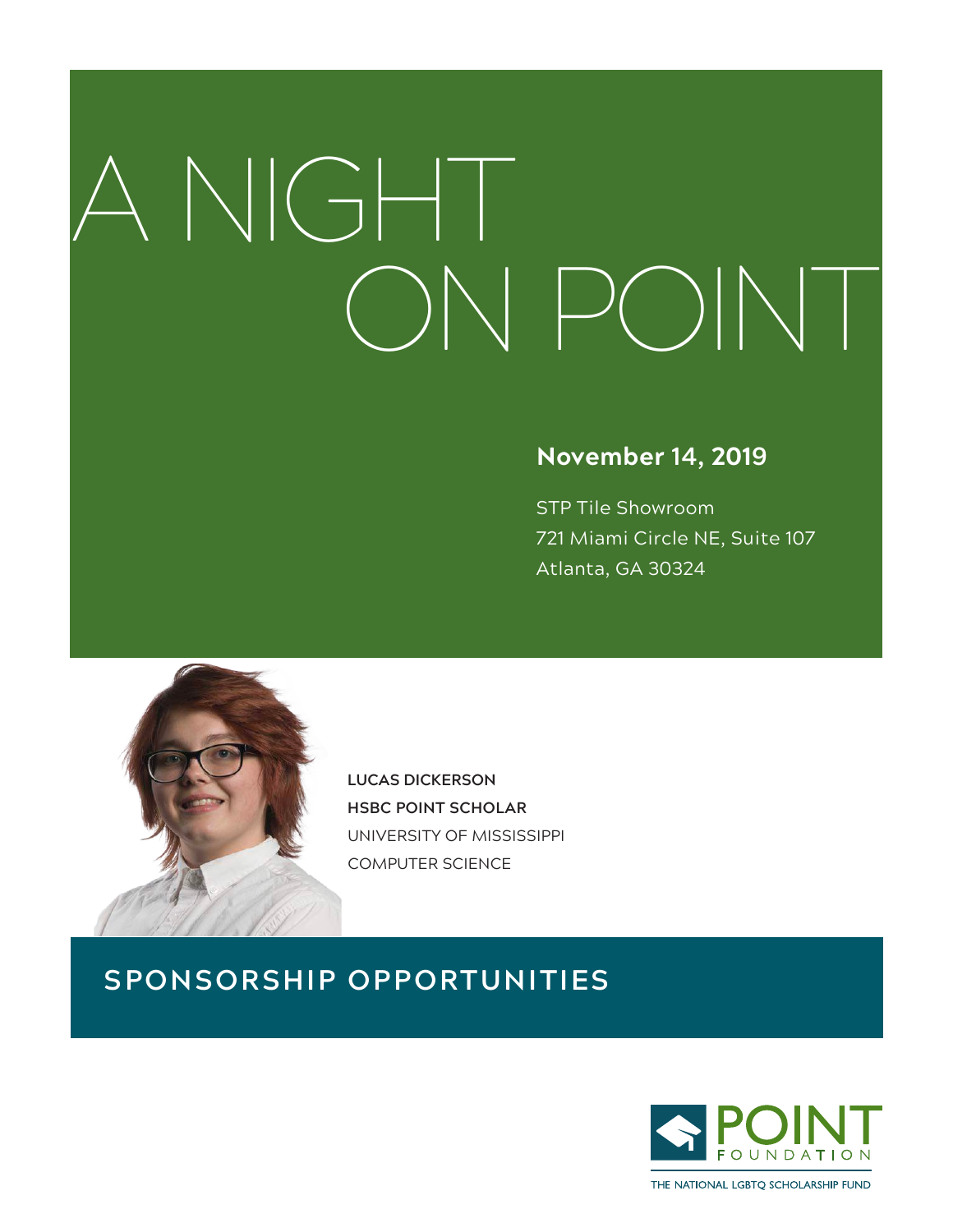# A NIGHT ON POINT

**November 14, 2019**

STP Tile Showroom
721 Miami Circle NE, Suite 107
Atlanta, GA 30324

**LUCAS DICKERSON**
**HSBC POINT SCHOLAR**
UNIVERSITY OF MISSISSIPPI
COMPUTER SCIENCE

## SPONSORSHIP OPPORTUNITIES

POINT FOUNDATION
THE NATIONAL LGBTQ SCHOLARSHIP FUND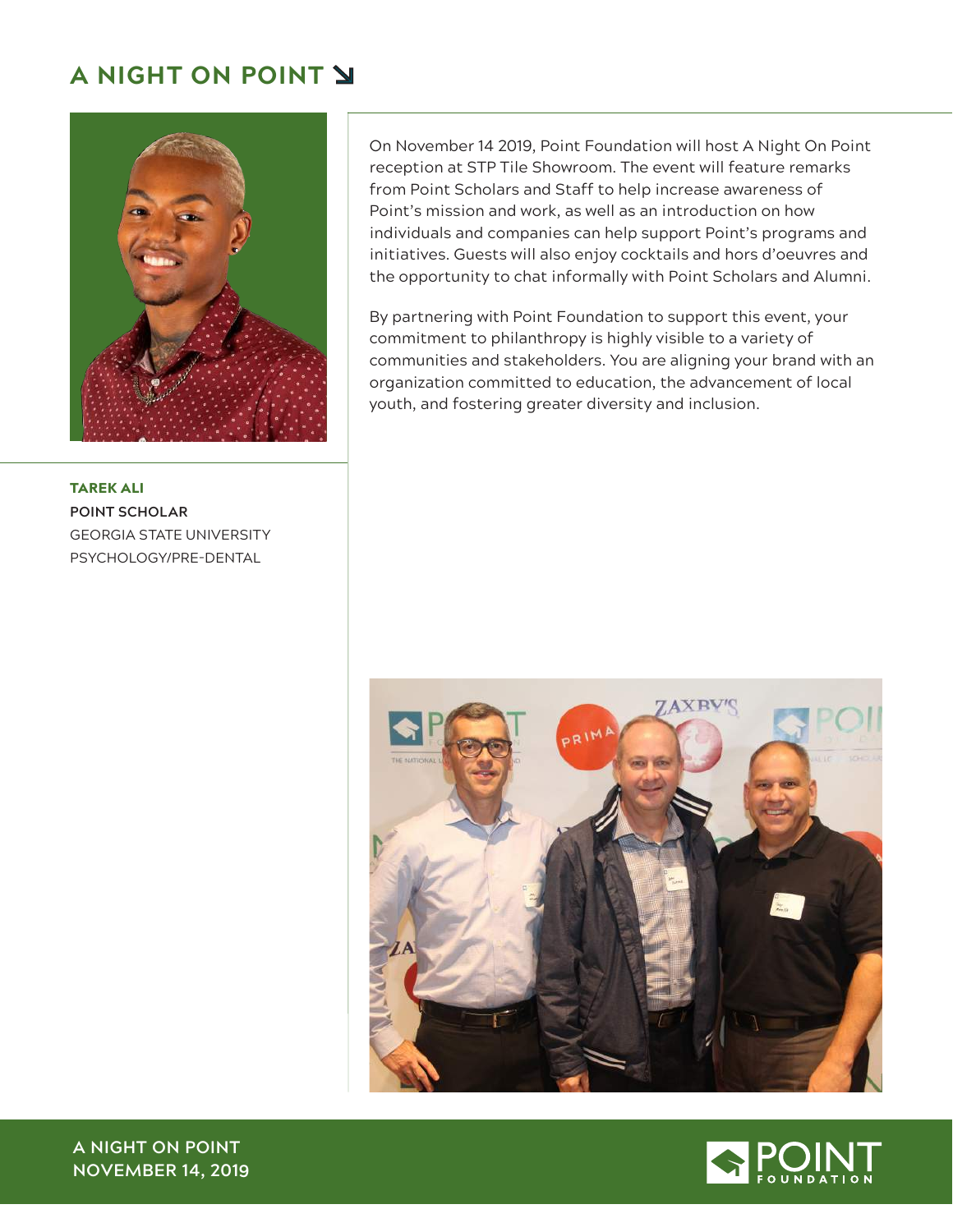# A NIGHT ON POINT ↘

On November 14 2019, Point Foundation will host A Night On Point reception at STP Tile Showroom. The event will feature remarks from Point Scholars and Staff to help increase awareness of Point's mission and work, as well as an introduction on how individuals and companies can help support Point's programs and initiatives. Guests will also enjoy cocktails and hors d'oeuvres and the opportunity to chat informally with Point Scholars and Alumni.

By partnering with Point Foundation to support this event, your commitment to philanthropy is highly visible to a variety of communities and stakeholders. You are aligning your brand with an organization committed to education, the advancement of local youth, and fostering greater diversity and inclusion.

**TAREK ALI**
**POINT SCHOLAR**
GEORGIA STATE UNIVERSITY
PSYCHOLOGY/PRE-DENTAL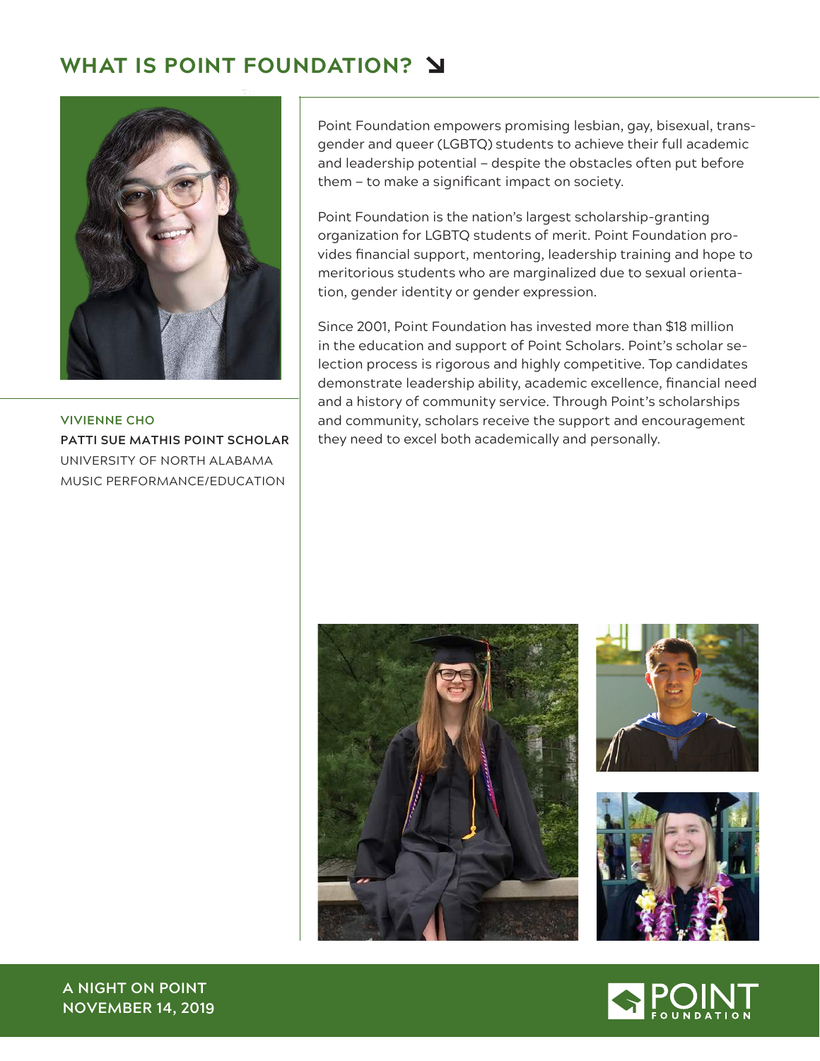## WHAT IS POINT FOUNDATION? ↘

**VIVIENNE CHO**
**PATTI SUE MATHIS POINT SCHOLAR**
UNIVERSITY OF NORTH ALABAMA
MUSIC PERFORMANCE/EDUCATION

Point Foundation empowers promising lesbian, gay, bisexual, transgender and queer (LGBTQ) students to achieve their full academic and leadership potential – despite the obstacles often put before them – to make a significant impact on society.

Point Foundation is the nation's largest scholarship-granting organization for LGBTQ students of merit. Point Foundation provides financial support, mentoring, leadership training and hope to meritorious students who are marginalized due to sexual orientation, gender identity or gender expression.

Since 2001, Point Foundation has invested more than $18 million in the education and support of Point Scholars. Point's scholar selection process is rigorous and highly competitive. Top candidates demonstrate leadership ability, academic excellence, financial need and a history of community service. Through Point's scholarships and community, scholars receive the support and encouragement they need to excel both academically and personally.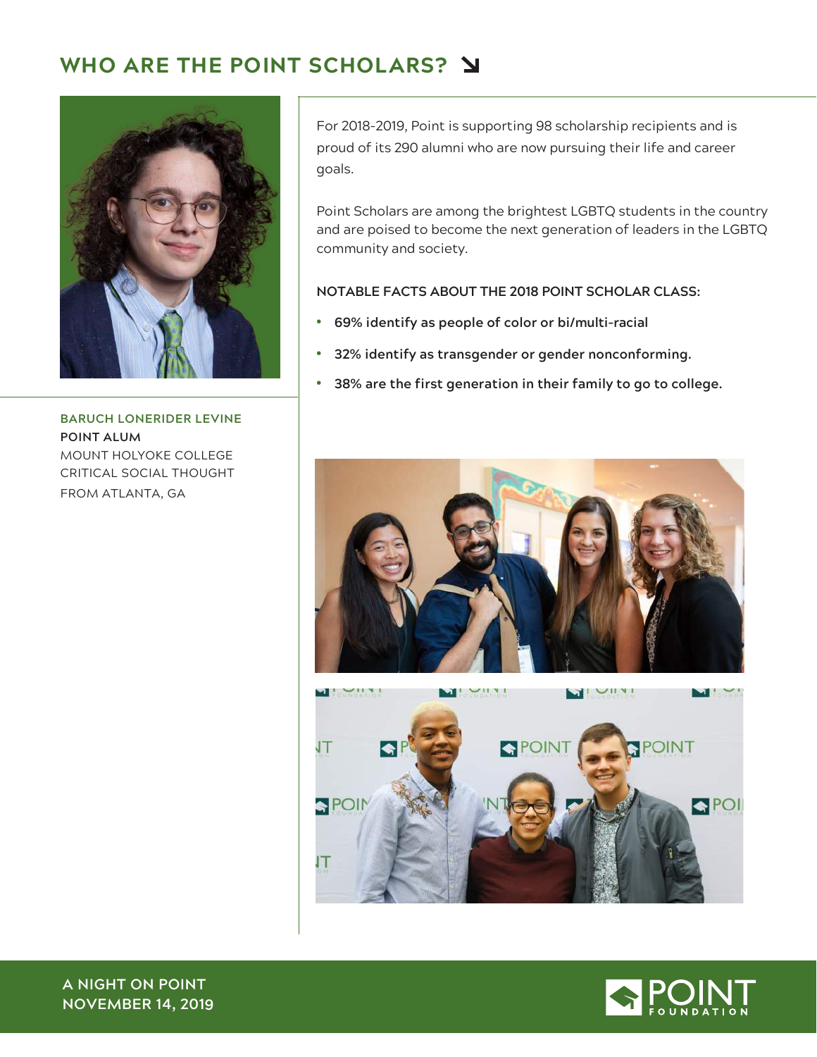## WHO ARE THE POINT SCHOLARS?

**BARUCH LONERIDER LEVINE**
**POINT ALUM**
MOUNT HOLYOKE COLLEGE
CRITICAL SOCIAL THOUGHT
FROM ATLANTA, GA

For 2018-2019, Point is supporting 98 scholarship recipients and is proud of its 290 alumni who are now pursuing their life and career goals.

Point Scholars are among the brightest LGBTQ students in the country and are poised to become the next generation of leaders in the LGBTQ community and society.

**NOTABLE FACTS ABOUT THE 2018 POINT SCHOLAR CLASS:**

- **69% identify as people of color or bi/multi-racial**
- **32% identify as transgender or gender nonconforming.**
- **38% are the first generation in their family to go to college.**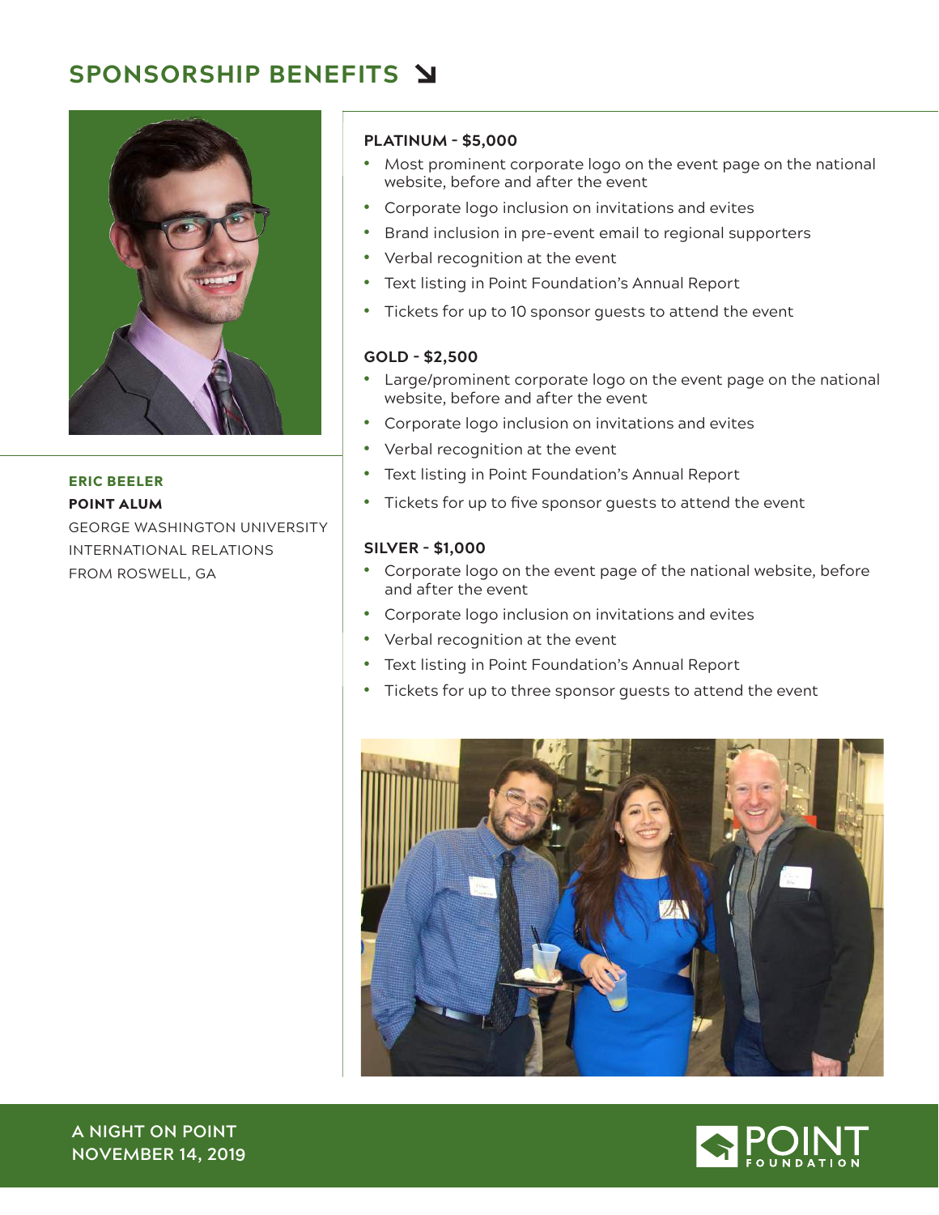## SPONSORSHIP BENEFITS ↘

**ERIC BEELER**
**POINT ALUM**
GEORGE WASHINGTON UNIVERSITY
INTERNATIONAL RELATIONS
FROM ROSWELL, GA

### PLATINUM - $5,000

- Most prominent corporate logo on the event page on the national website, before and after the event
- Corporate logo inclusion on invitations and evites
- Brand inclusion in pre-event email to regional supporters
- Verbal recognition at the event
- Text listing in Point Foundation's Annual Report
- Tickets for up to 10 sponsor guests to attend the event

### GOLD - $2,500

- Large/prominent corporate logo on the event page on the national website, before and after the event
- Corporate logo inclusion on invitations and evites
- Verbal recognition at the event
- Text listing in Point Foundation's Annual Report
- Tickets for up to five sponsor guests to attend the event

### SILVER - $1,000

- Corporate logo on the event page of the national website, before and after the event
- Corporate logo inclusion on invitations and evites
- Verbal recognition at the event
- Text listing in Point Foundation's Annual Report
- Tickets for up to three sponsor guests to attend the event

A NIGHT ON POINT
NOVEMBER 14, 2019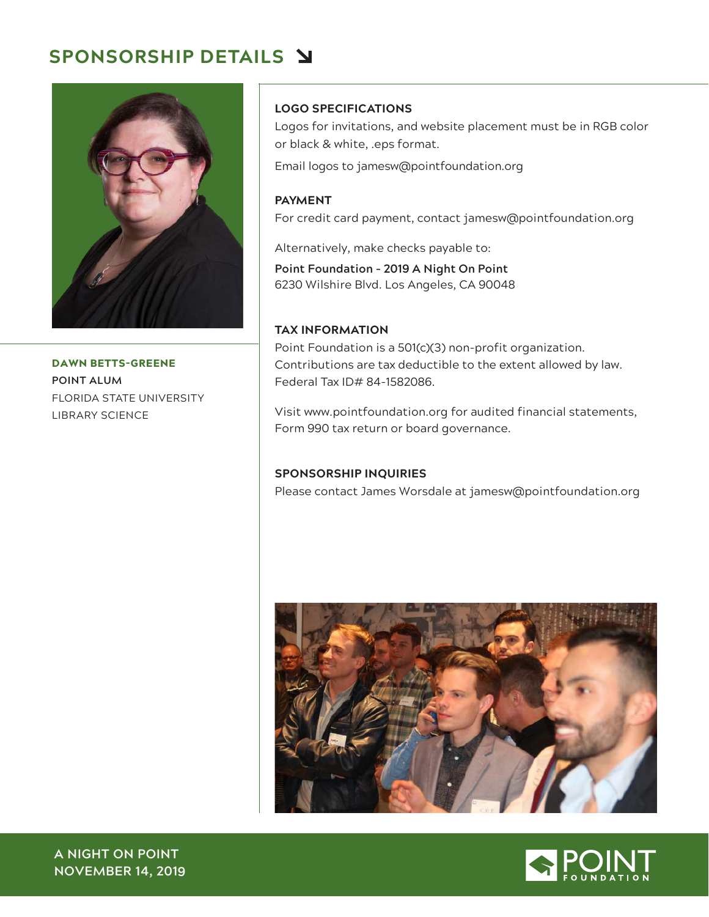## SPONSORSHIP DETAILS ↘

**DAWN BETTS-GREENE**
**POINT ALUM**
FLORIDA STATE UNIVERSITY
LIBRARY SCIENCE

### LOGO SPECIFICATIONS

Logos for invitations, and website placement must be in RGB color or black & white, .eps format.

Email logos to jamesw@pointfoundation.org

### PAYMENT

For credit card payment, contact jamesw@pointfoundation.org

Alternatively, make checks payable to:

**Point Foundation - 2019 A Night On Point**
6230 Wilshire Blvd. Los Angeles, CA 90048

### TAX INFORMATION

Point Foundation is a 501(c)(3) non-profit organization. Contributions are tax deductible to the extent allowed by law. Federal Tax ID# 84-1582086.

Visit www.pointfoundation.org for audited financial statements, Form 990 tax return or board governance.

### SPONSORSHIP INQUIRIES

Please contact James Worsdale at jamesw@pointfoundation.org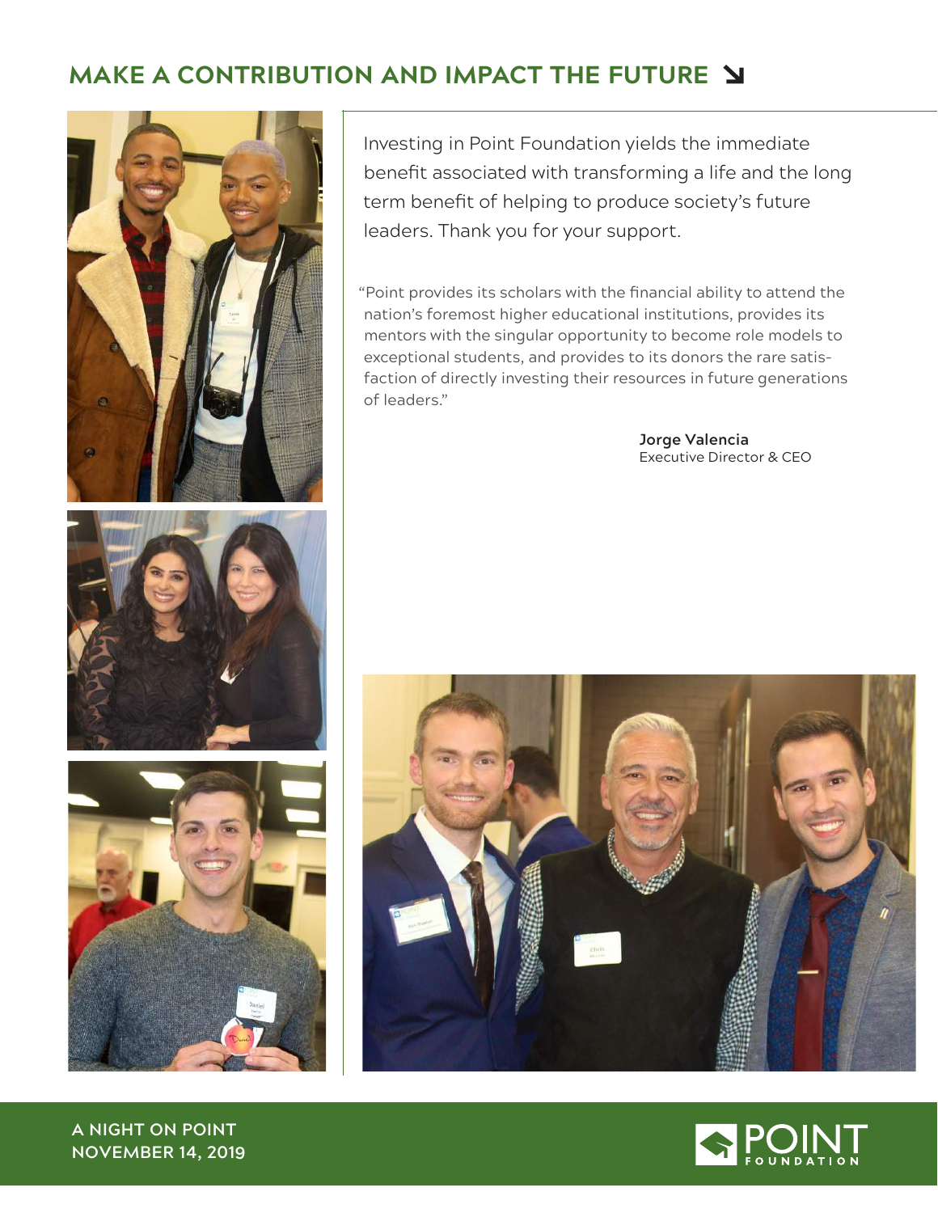## MAKE A CONTRIBUTION AND IMPACT THE FUTURE ↘

Investing in Point Foundation yields the immediate benefit associated with transforming a life and the long term benefit of helping to produce society's future leaders. Thank you for your support.

"Point provides its scholars with the financial ability to attend the nation's foremost higher educational institutions, provides its mentors with the singular opportunity to become role models to exceptional students, and provides to its donors the rare satisfaction of directly investing their resources in future generations of leaders."

**Jorge Valencia**
Executive Director & CEO

**A NIGHT ON POINT**
**NOVEMBER 14, 2019**

POINT FOUNDATION